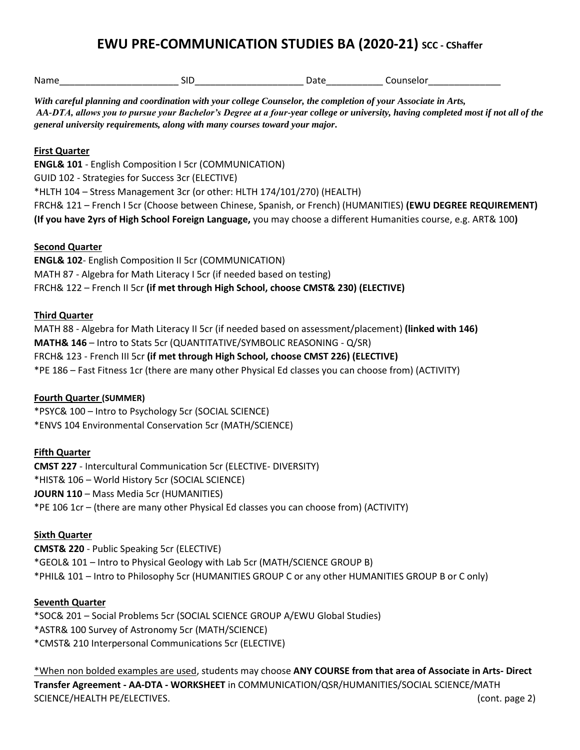# EWU PRE-COMMUNICATION STUDIES BA (2020-21) SCC - CShaffer

Name_______________________ SID_____________________ Date___________ Counselor______________

***With careful planning and coordination with your college Counselor, the completion of your Associate in Arts, AA-DTA, allows you to pursue your Bachelor's Degree at a four-year college or university, having completed most if not all of the general university requirements, along with many courses toward your major.***

**First Quarter**

**ENGL& 101** - English Composition I 5cr (COMMUNICATION)
GUID 102 - Strategies for Success 3cr (ELECTIVE)
*HLTH 104 – Stress Management 3cr (or other: HLTH 174/101/270) (HEALTH)
FRCH& 121 – French I 5cr (Choose between Chinese, Spanish, or French) (HUMANITIES) **(EWU DEGREE REQUIREMENT)**
**(If you have 2yrs of High School Foreign Language,** you may choose a different Humanities course, e.g. ART& 100**)**

**Second Quarter**

**ENGL& 102**- English Composition II 5cr (COMMUNICATION)
MATH 87 - Algebra for Math Literacy I 5cr (if needed based on testing)
FRCH& 122 – French II 5cr **(if met through High School, choose CMST& 230) (ELECTIVE)**

**Third Quarter**

MATH 88 - Algebra for Math Literacy II 5cr (if needed based on assessment/placement) **(linked with 146)**
**MATH& 146** – Intro to Stats 5cr (QUANTITATIVE/SYMBOLIC REASONING - Q/SR)
FRCH& 123 - French III 5cr **(if met through High School, choose CMST 226) (ELECTIVE)**
*PE 186 – Fast Fitness 1cr (there are many other Physical Ed classes you can choose from) (ACTIVITY)

**Fourth Quarter (SUMMER)**

*PSYC& 100 – Intro to Psychology 5cr (SOCIAL SCIENCE)
*ENVS 104 Environmental Conservation 5cr (MATH/SCIENCE)

**Fifth Quarter**

**CMST 227** - Intercultural Communication 5cr (ELECTIVE- DIVERSITY)
*HIST& 106 – World History 5cr (SOCIAL SCIENCE)
**JOURN 110** – Mass Media 5cr (HUMANITIES)
*PE 106 1cr – (there are many other Physical Ed classes you can choose from) (ACTIVITY)

**Sixth Quarter**

**CMST& 220** - Public Speaking 5cr (ELECTIVE)
*GEOL& 101 – Intro to Physical Geology with Lab 5cr (MATH/SCIENCE GROUP B)
*PHIL& 101 – Intro to Philosophy 5cr (HUMANITIES GROUP C or any other HUMANITIES GROUP B or C only)

**Seventh Quarter**

*SOC& 201 – Social Problems 5cr (SOCIAL SCIENCE GROUP A/EWU Global Studies)
*ASTR& 100 Survey of Astronomy 5cr (MATH/SCIENCE)
*CMST& 210 Interpersonal Communications 5cr (ELECTIVE)

*When non bolded examples are used, students may choose **ANY COURSE from that area of Associate in Arts- Direct Transfer Agreement - AA-DTA - WORKSHEET** in COMMUNICATION/QSR/HUMANITIES/SOCIAL SCIENCE/MATH SCIENCE/HEALTH PE/ELECTIVES. (cont. page 2)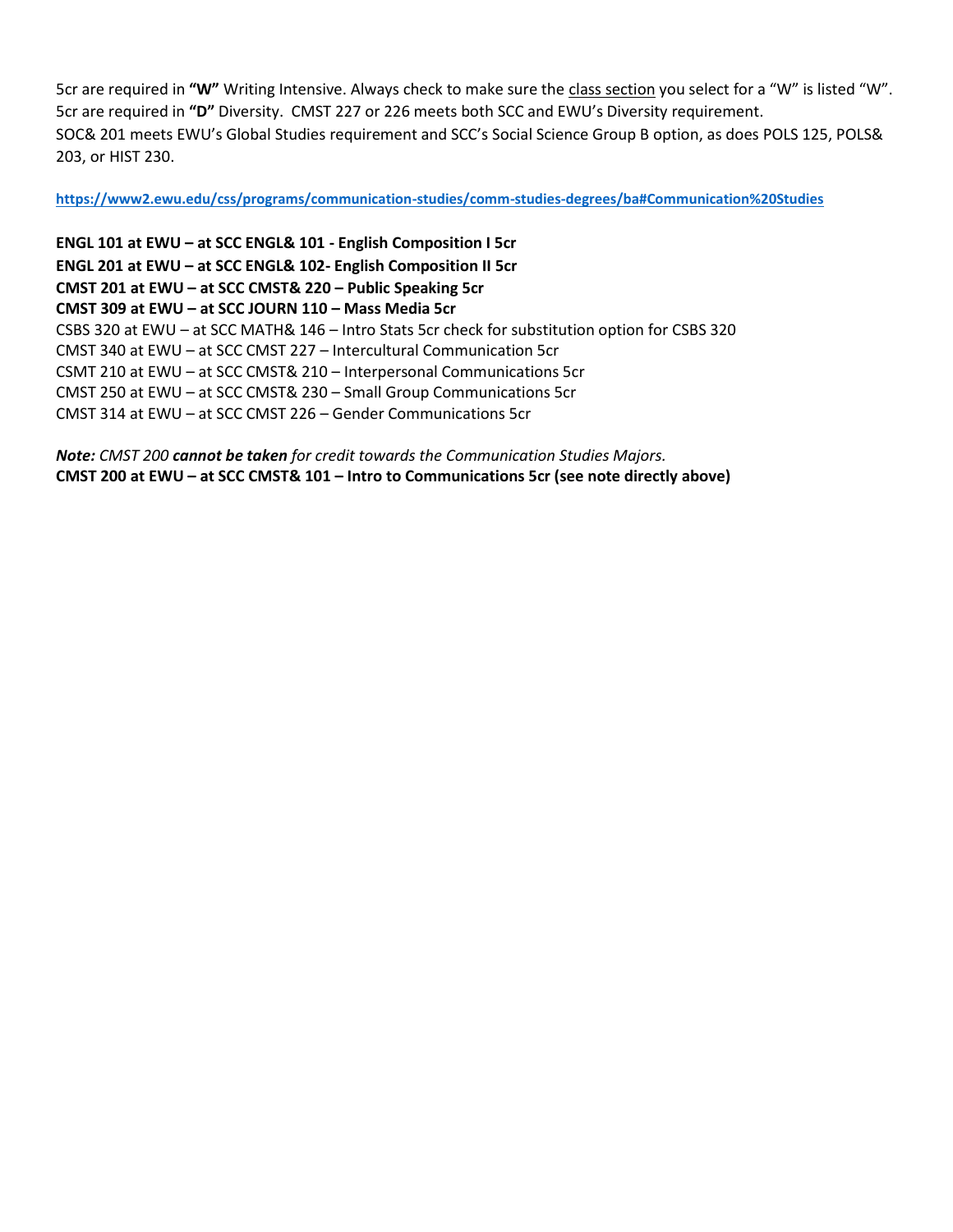5cr are required in **"W"** Writing Intensive. Always check to make sure the class section you select for a "W" is listed "W".
5cr are required in **"D"** Diversity. CMST 227 or 226 meets both SCC and EWU's Diversity requirement.
SOC& 201 meets EWU's Global Studies requirement and SCC's Social Science Group B option, as does POLS 125, POLS& 203, or HIST 230.

**https://www2.ewu.edu/css/programs/communication-studies/comm-studies-degrees/ba#Communication%20Studies**

**ENGL 101 at EWU – at SCC ENGL& 101 - English Composition I 5cr**
**ENGL 201 at EWU – at SCC ENGL& 102- English Composition II 5cr**
**CMST 201 at EWU – at SCC CMST& 220 – Public Speaking 5cr**
**CMST 309 at EWU – at SCC JOURN 110 – Mass Media 5cr**
CSBS 320 at EWU – at SCC MATH& 146 – Intro Stats 5cr check for substitution option for CSBS 320
CMST 340 at EWU – at SCC CMST 227 – Intercultural Communication 5cr
CSMT 210 at EWU – at SCC CMST& 210 – Interpersonal Communications 5cr
CMST 250 at EWU – at SCC CMST& 230 – Small Group Communications 5cr
CMST 314 at EWU – at SCC CMST 226 – Gender Communications 5cr

***Note:*** *CMST 200* ***cannot be taken*** *for credit towards the Communication Studies Majors.*
**CMST 200 at EWU – at SCC CMST& 101 – Intro to Communications 5cr (see note directly above)**